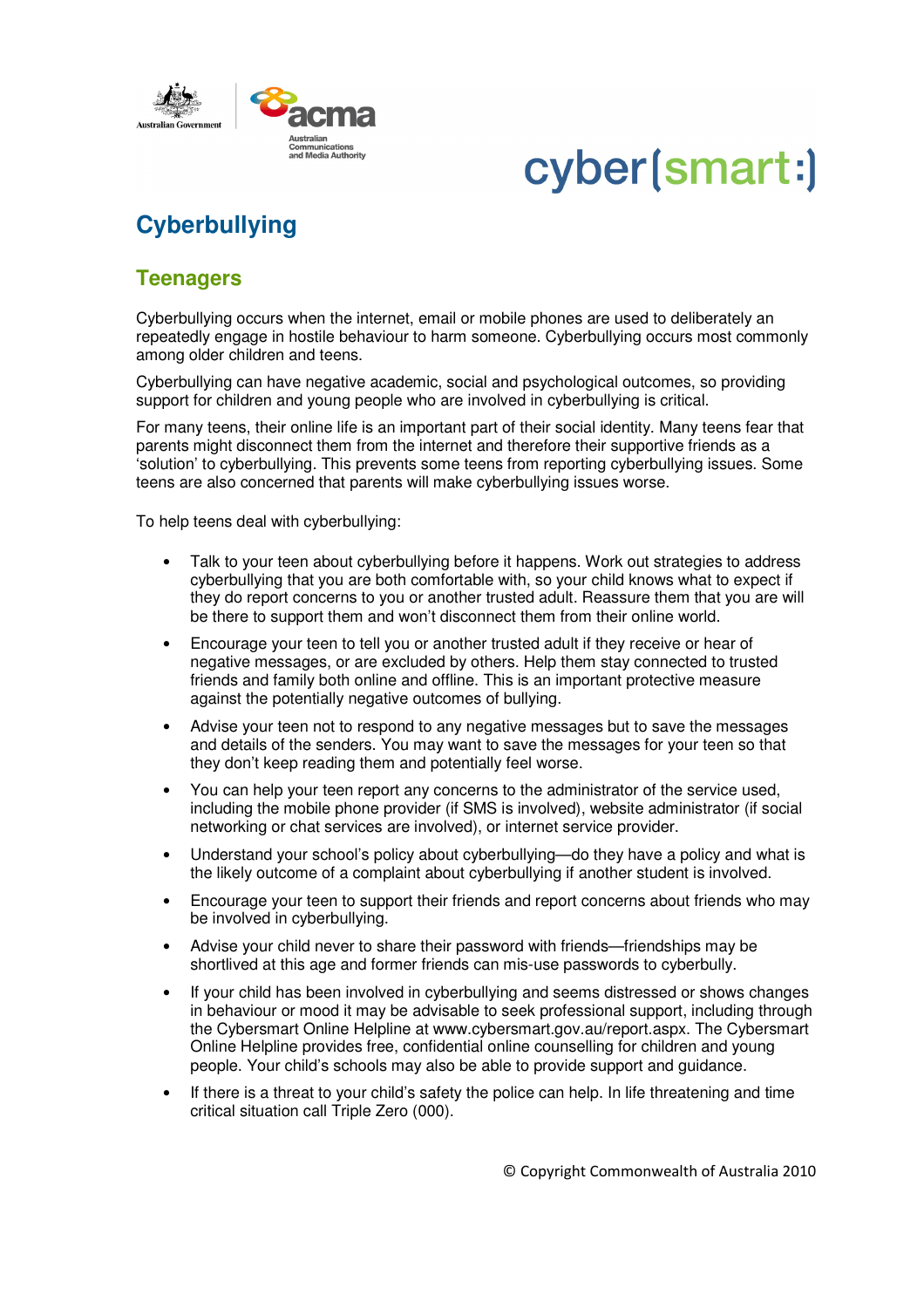# Cyberbullying

## Teenagers

Cyberbullying occurs when the internet, email or mobile phones are used to deliberately an repeatedly engage in hostile behaviour to harm someone. Cyberbullying occurs most commonly among older children and teens.

Cyberbullying can have negative academic, social and psychological outcomes, so providing support for children and young people who are involved in cyberbullying is critical.

For many teens, their online life is an important part of their social identity. Many teens fear that parents might disconnect them from the internet and therefore their supportive friends as a 'solution' to cyberbullying. This prevents some teens from reporting cyberbullying issues. Some teens are also concerned that parents will make cyberbullying issues worse.

To help teens deal with cyberbullying:

- Talk to your teen about cyberbullying before it happens. Work out strategies to address cyberbullying that you are both comfortable with, so your child knows what to expect if they do report concerns to you or another trusted adult. Reassure them that you are will be there to support them and won't disconnect them from their online world.
- Encourage your teen to tell you or another trusted adult if they receive or hear of negative messages, or are excluded by others. Help them stay connected to trusted friends and family both online and offline. This is an important protective measure against the potentially negative outcomes of bullying.
- Advise your teen not to respond to any negative messages but to save the messages and details of the senders. You may want to save the messages for your teen so that they don't keep reading them and potentially feel worse.
- You can help your teen report any concerns to the administrator of the service used, including the mobile phone provider (if SMS is involved), website administrator (if social networking or chat services are involved), or internet service provider.
- Understand your school's policy about cyberbullying—do they have a policy and what is the likely outcome of a complaint about cyberbullying if another student is involved.
- Encourage your teen to support their friends and report concerns about friends who may be involved in cyberbullying.
- Advise your child never to share their password with friends—friendships may be shortlived at this age and former friends can mis-use passwords to cyberbully.
- If your child has been involved in cyberbullying and seems distressed or shows changes in behaviour or mood it may be advisable to seek professional support, including through the Cybersmart Online Helpline at www.cybersmart.gov.au/report.aspx. The Cybersmart Online Helpline provides free, confidential online counselling for children and young people. Your child's schools may also be able to provide support and guidance.
- If there is a threat to your child's safety the police can help. In life threatening and time critical situation call Triple Zero (000).

© Copyright Commonwealth of Australia 2010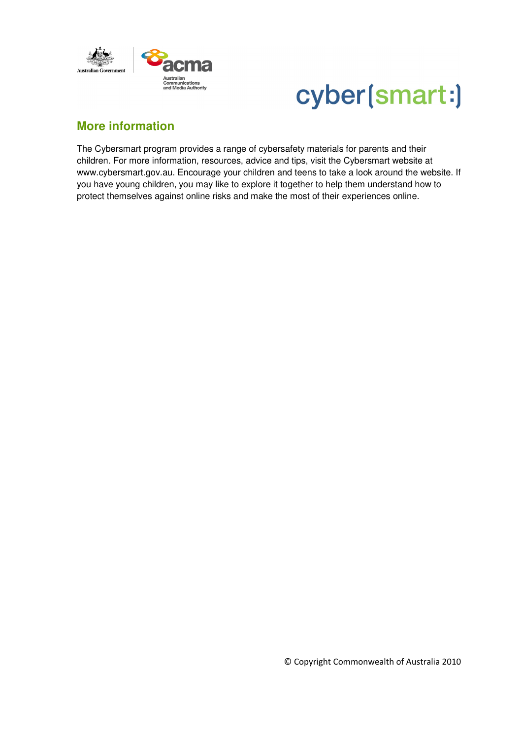## More information

The Cybersmart program provides a range of cybersafety materials for parents and their children. For more information, resources, advice and tips, visit the Cybersmart website at www.cybersmart.gov.au. Encourage your children and teens to take a look around the website. If you have young children, you may like to explore it together to help them understand how to protect themselves against online risks and make the most of their experiences online.

© Copyright Commonwealth of Australia 2010